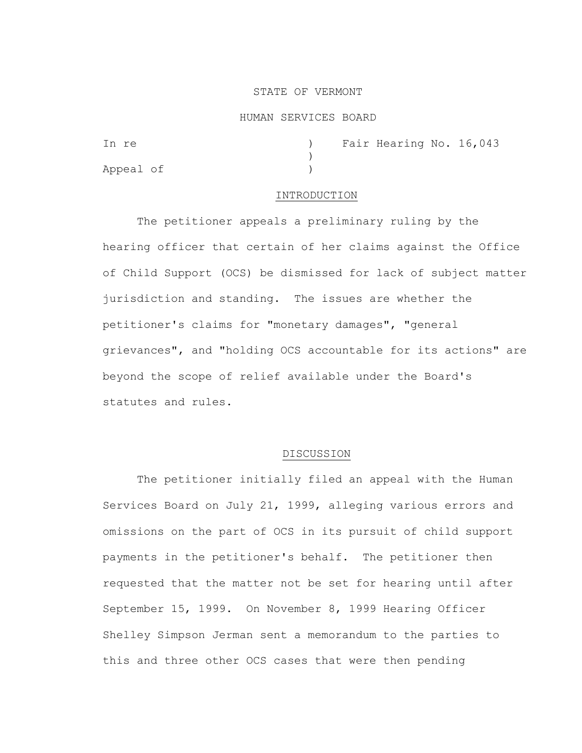STATE OF VERMONT

HUMAN SERVICES BOARD

In re ) Fair Hearing No. 16,043
)
Appeal of )

## INTRODUCTION

The petitioner appeals a preliminary ruling by the hearing officer that certain of her claims against the Office of Child Support (OCS) be dismissed for lack of subject matter jurisdiction and standing. The issues are whether the petitioner's claims for "monetary damages", "general grievances", and "holding OCS accountable for its actions" are beyond the scope of relief available under the Board's statutes and rules.

## DISCUSSION

The petitioner initially filed an appeal with the Human Services Board on July 21, 1999, alleging various errors and omissions on the part of OCS in its pursuit of child support payments in the petitioner's behalf. The petitioner then requested that the matter not be set for hearing until after September 15, 1999. On November 8, 1999 Hearing Officer Shelley Simpson Jerman sent a memorandum to the parties to this and three other OCS cases that were then pending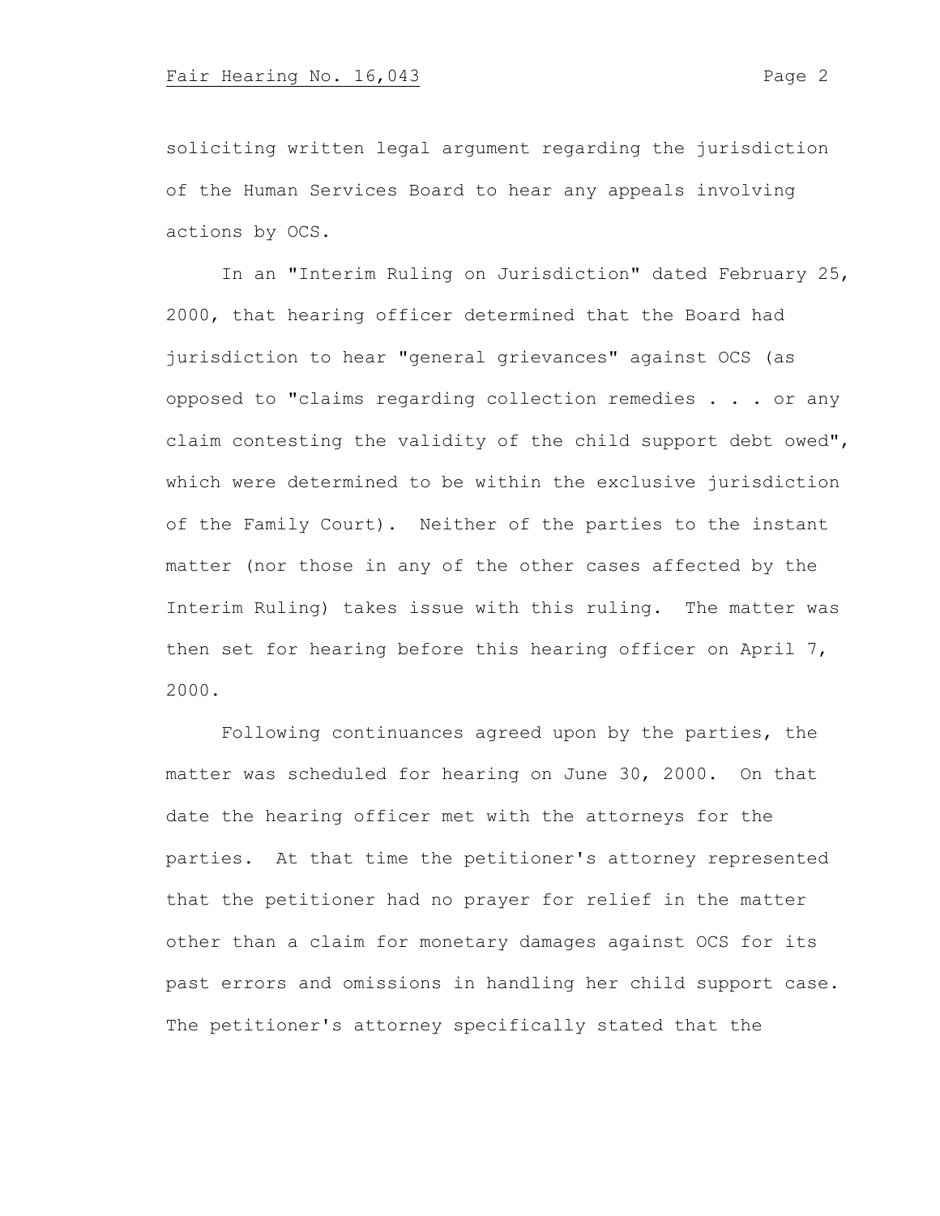soliciting written legal argument regarding the jurisdiction of the Human Services Board to hear any appeals involving actions by OCS.

In an "Interim Ruling on Jurisdiction" dated February 25, 2000, that hearing officer determined that the Board had jurisdiction to hear "general grievances" against OCS (as opposed to "claims regarding collection remedies . . . or any claim contesting the validity of the child support debt owed", which were determined to be within the exclusive jurisdiction of the Family Court). Neither of the parties to the instant matter (nor those in any of the other cases affected by the Interim Ruling) takes issue with this ruling. The matter was then set for hearing before this hearing officer on April 7, 2000.

Following continuances agreed upon by the parties, the matter was scheduled for hearing on June 30, 2000. On that date the hearing officer met with the attorneys for the parties. At that time the petitioner's attorney represented that the petitioner had no prayer for relief in the matter other than a claim for monetary damages against OCS for its past errors and omissions in handling her child support case. The petitioner's attorney specifically stated that the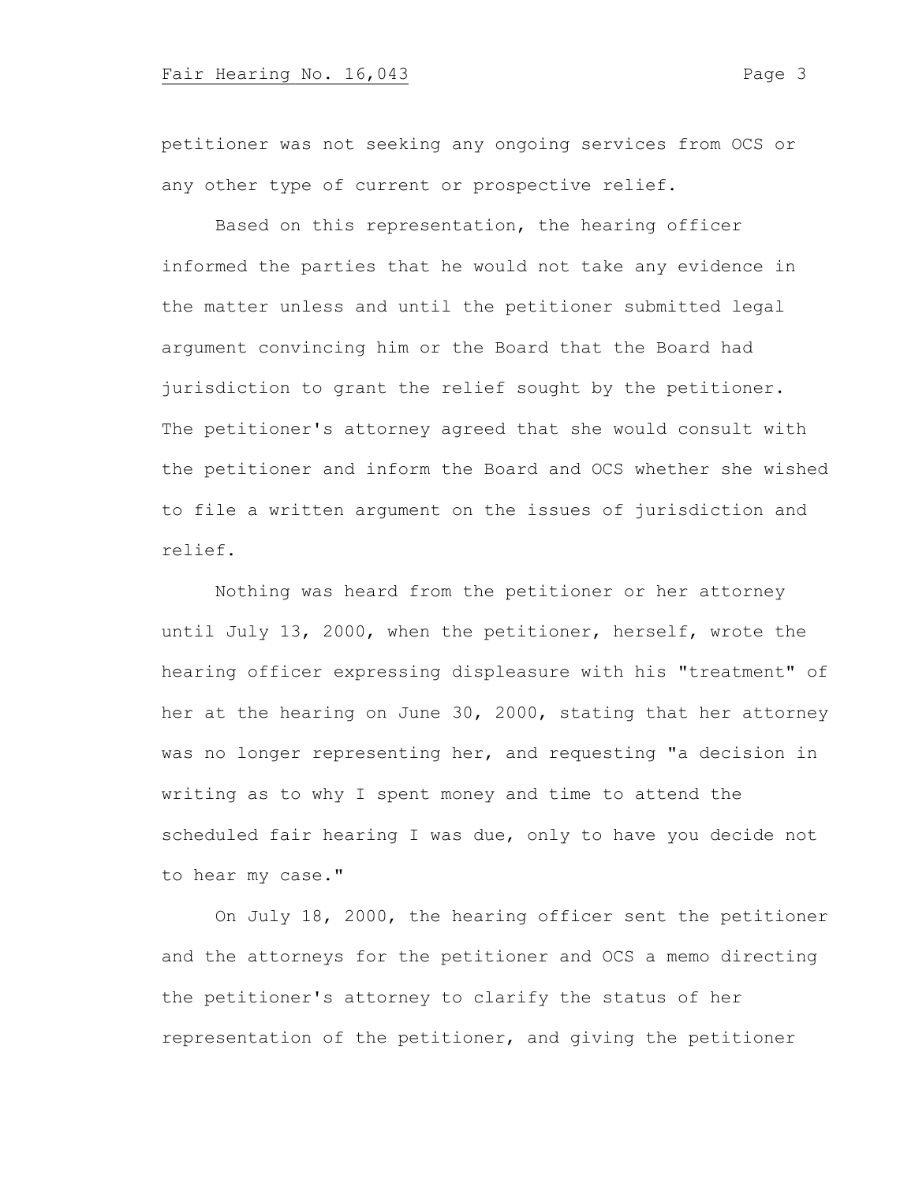petitioner was not seeking any ongoing services from OCS or any other type of current or prospective relief.

Based on this representation, the hearing officer informed the parties that he would not take any evidence in the matter unless and until the petitioner submitted legal argument convincing him or the Board that the Board had jurisdiction to grant the relief sought by the petitioner. The petitioner's attorney agreed that she would consult with the petitioner and inform the Board and OCS whether she wished to file a written argument on the issues of jurisdiction and relief.

Nothing was heard from the petitioner or her attorney until July 13, 2000, when the petitioner, herself, wrote the hearing officer expressing displeasure with his "treatment" of her at the hearing on June 30, 2000, stating that her attorney was no longer representing her, and requesting "a decision in writing as to why I spent money and time to attend the scheduled fair hearing I was due, only to have you decide not to hear my case."

On July 18, 2000, the hearing officer sent the petitioner and the attorneys for the petitioner and OCS a memo directing the petitioner's attorney to clarify the status of her representation of the petitioner, and giving the petitioner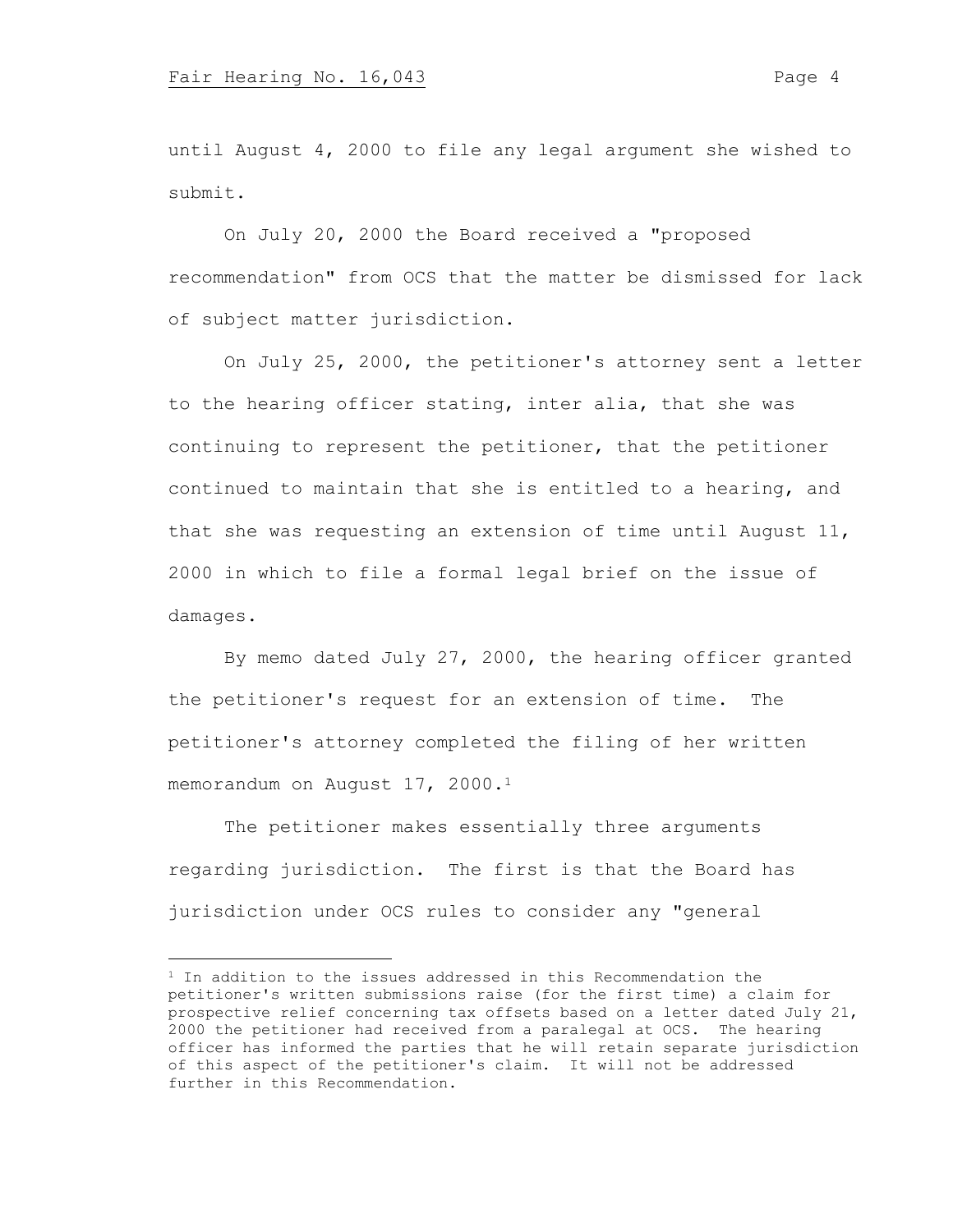until August 4, 2000 to file any legal argument she wished to submit.

On July 20, 2000 the Board received a "proposed recommendation" from OCS that the matter be dismissed for lack of subject matter jurisdiction.

On July 25, 2000, the petitioner's attorney sent a letter to the hearing officer stating, inter alia, that she was continuing to represent the petitioner, that the petitioner continued to maintain that she is entitled to a hearing, and that she was requesting an extension of time until August 11, 2000 in which to file a formal legal brief on the issue of damages.

By memo dated July 27, 2000, the hearing officer granted the petitioner's request for an extension of time. The petitioner's attorney completed the filing of her written memorandum on August 17, 2000.[1]

The petitioner makes essentially three arguments regarding jurisdiction. The first is that the Board has jurisdiction under OCS rules to consider any "general

---

[1] In addition to the issues addressed in this Recommendation the petitioner's written submissions raise (for the first time) a claim for prospective relief concerning tax offsets based on a letter dated July 21, 2000 the petitioner had received from a paralegal at OCS. The hearing officer has informed the parties that he will retain separate jurisdiction of this aspect of the petitioner's claim. It will not be addressed further in this Recommendation.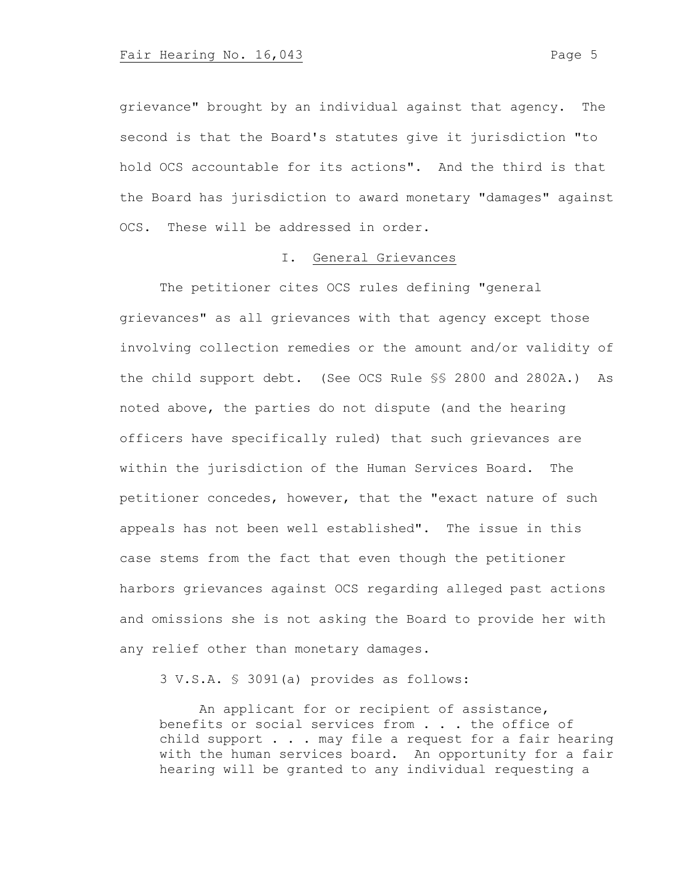grievance" brought by an individual against that agency. The second is that the Board's statutes give it jurisdiction "to hold OCS accountable for its actions". And the third is that the Board has jurisdiction to award monetary "damages" against OCS. These will be addressed in order.

## I. General Grievances

The petitioner cites OCS rules defining "general grievances" as all grievances with that agency except those involving collection remedies or the amount and/or validity of the child support debt. (See OCS Rule §§ 2800 and 2802A.) As noted above, the parties do not dispute (and the hearing officers have specifically ruled) that such grievances are within the jurisdiction of the Human Services Board. The petitioner concedes, however, that the "exact nature of such appeals has not been well established". The issue in this case stems from the fact that even though the petitioner harbors grievances against OCS regarding alleged past actions and omissions she is not asking the Board to provide her with any relief other than monetary damages.

3 V.S.A. § 3091(a) provides as follows:

> An applicant for or recipient of assistance, benefits or social services from . . . the office of child support . . . may file a request for a fair hearing with the human services board. An opportunity for a fair hearing will be granted to any individual requesting a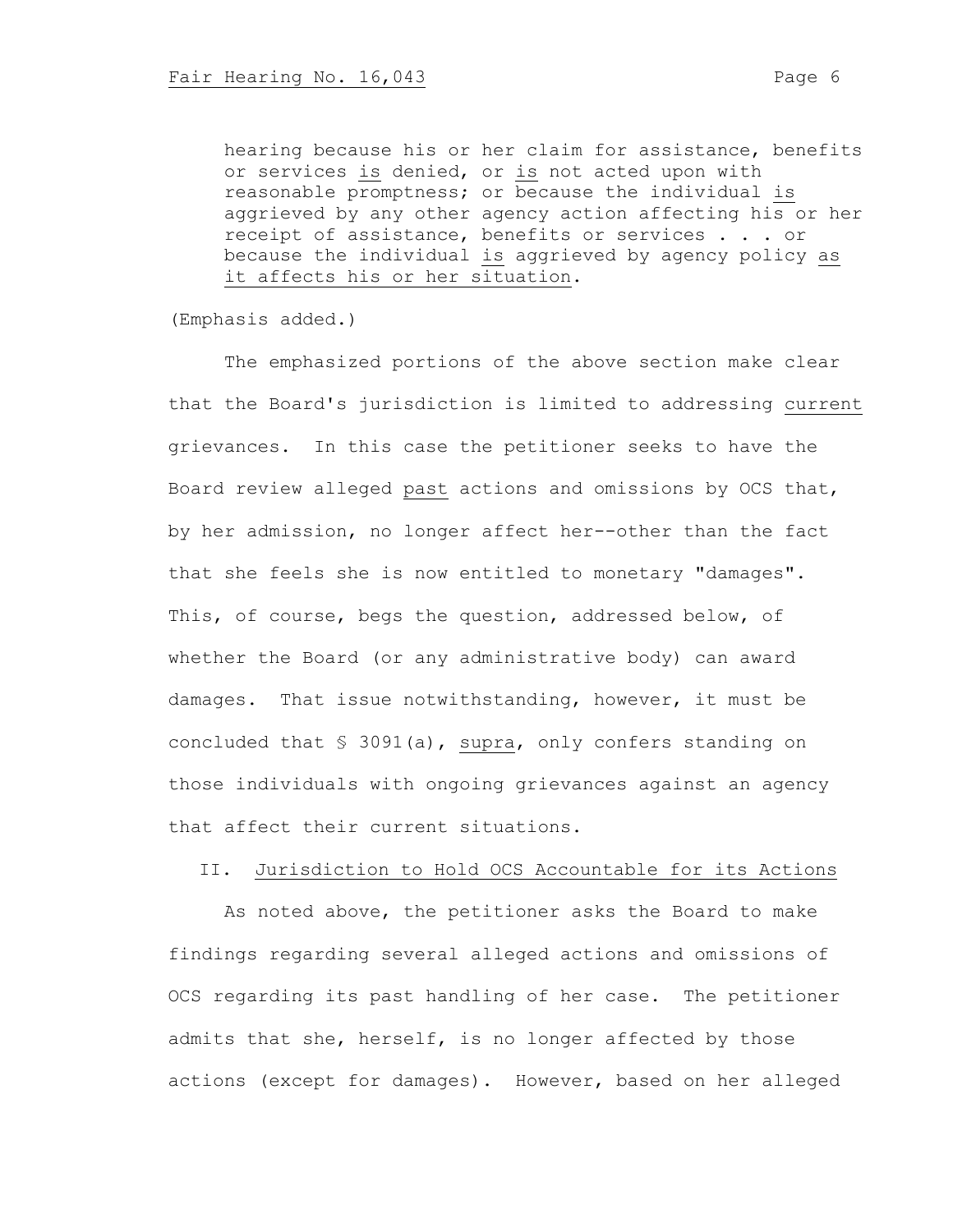hearing because his or her claim for assistance, benefits or services _is_ denied, or _is_ not acted upon with reasonable promptness; or because the individual _is_ aggrieved by any other agency action affecting his or her receipt of assistance, benefits or services . . . or because the individual _is_ aggrieved by agency policy _as it affects his or her situation_.

(Emphasis added.)

The emphasized portions of the above section make clear that the Board's jurisdiction is limited to addressing _current_ grievances. In this case the petitioner seeks to have the Board review alleged _past_ actions and omissions by OCS that, by her admission, no longer affect her--other than the fact that she feels she is now entitled to monetary "damages". This, of course, begs the question, addressed below, of whether the Board (or any administrative body) can award damages. That issue notwithstanding, however, it must be concluded that § 3091(a), _supra_, only confers standing on those individuals with ongoing grievances against an agency that affect their current situations.

## II. Jurisdiction to Hold OCS Accountable for its Actions

As noted above, the petitioner asks the Board to make findings regarding several alleged actions and omissions of OCS regarding its past handling of her case. The petitioner admits that she, herself, is no longer affected by those actions (except for damages). However, based on her alleged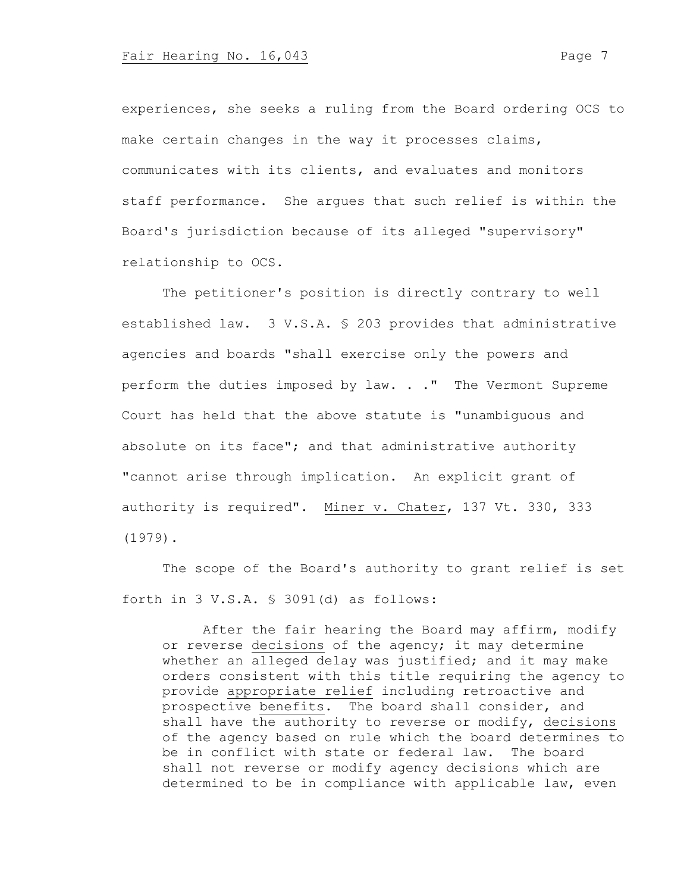experiences, she seeks a ruling from the Board ordering OCS to make certain changes in the way it processes claims, communicates with its clients, and evaluates and monitors staff performance. She argues that such relief is within the Board's jurisdiction because of its alleged "supervisory" relationship to OCS.

The petitioner's position is directly contrary to well established law. 3 V.S.A. § 203 provides that administrative agencies and boards "shall exercise only the powers and perform the duties imposed by law. . ." The Vermont Supreme Court has held that the above statute is "unambiguous and absolute on its face"; and that administrative authority "cannot arise through implication. An explicit grant of authority is required". Miner v. Chater, 137 Vt. 330, 333 (1979).

The scope of the Board's authority to grant relief is set forth in 3 V.S.A. § 3091(d) as follows:

> After the fair hearing the Board may affirm, modify or reverse decisions of the agency; it may determine whether an alleged delay was justified; and it may make orders consistent with this title requiring the agency to provide appropriate relief including retroactive and prospective benefits. The board shall consider, and shall have the authority to reverse or modify, decisions of the agency based on rule which the board determines to be in conflict with state or federal law. The board shall not reverse or modify agency decisions which are determined to be in compliance with applicable law, even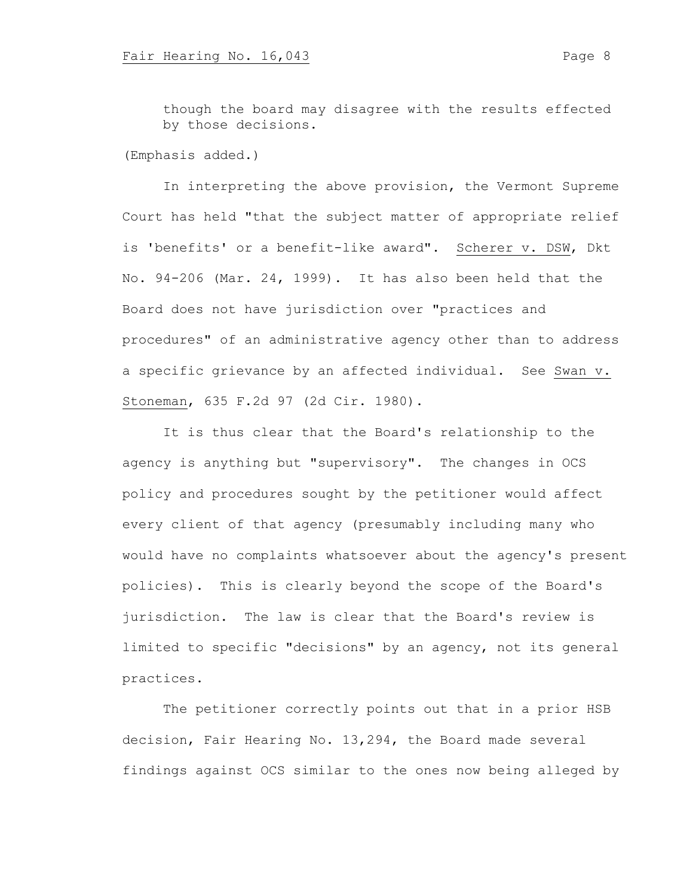though the board may disagree with the results effected by those decisions.

(Emphasis added.)

In interpreting the above provision, the Vermont Supreme Court has held "that the subject matter of appropriate relief is 'benefits' or a benefit-like award". Scherer v. DSW, Dkt No. 94-206 (Mar. 24, 1999). It has also been held that the Board does not have jurisdiction over "practices and procedures" of an administrative agency other than to address a specific grievance by an affected individual. See Swan v. Stoneman, 635 F.2d 97 (2d Cir. 1980).

It is thus clear that the Board's relationship to the agency is anything but "supervisory". The changes in OCS policy and procedures sought by the petitioner would affect every client of that agency (presumably including many who would have no complaints whatsoever about the agency's present policies). This is clearly beyond the scope of the Board's jurisdiction. The law is clear that the Board's review is limited to specific "decisions" by an agency, not its general practices.

The petitioner correctly points out that in a prior HSB decision, Fair Hearing No. 13,294, the Board made several findings against OCS similar to the ones now being alleged by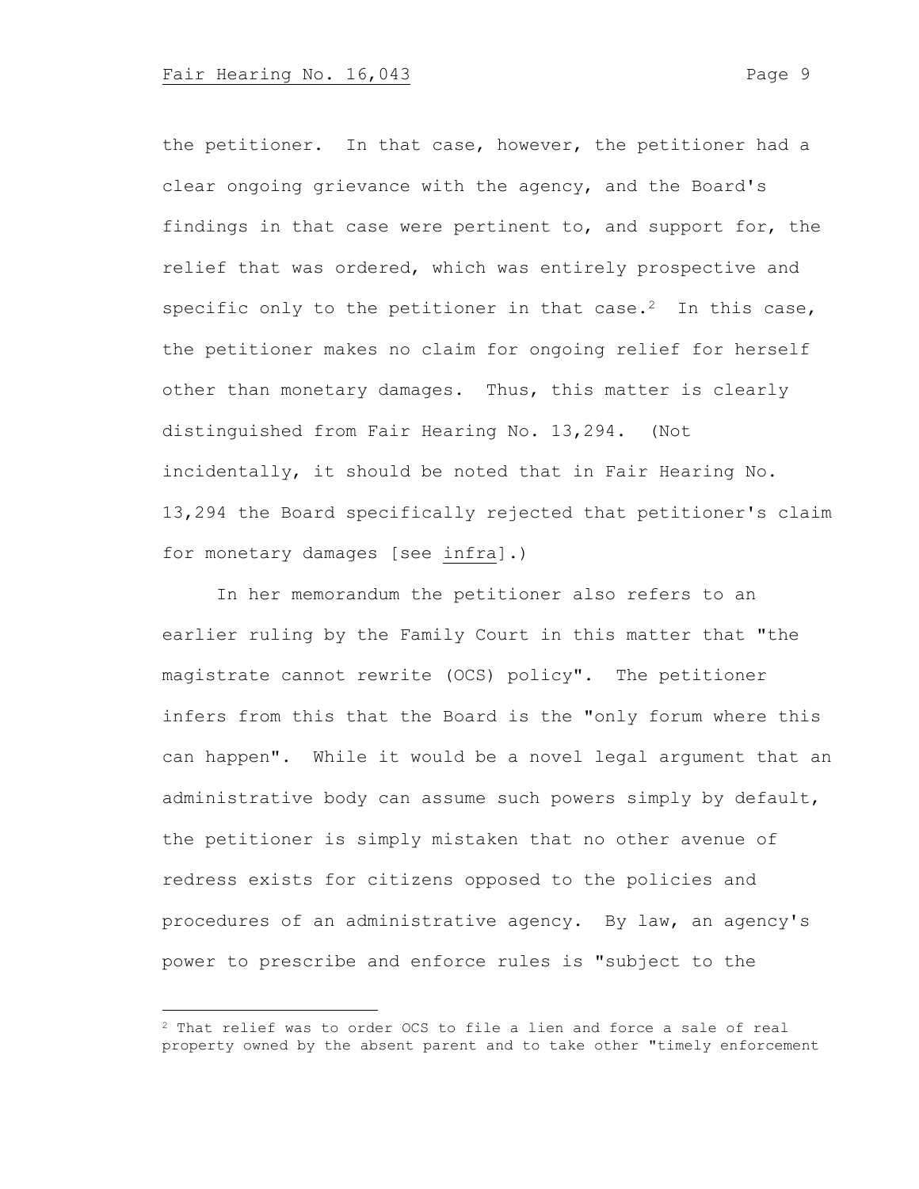the petitioner. In that case, however, the petitioner had a clear ongoing grievance with the agency, and the Board's findings in that case were pertinent to, and support for, the relief that was ordered, which was entirely prospective and specific only to the petitioner in that case.[2] In this case, the petitioner makes no claim for ongoing relief for herself other than monetary damages. Thus, this matter is clearly distinguished from Fair Hearing No. 13,294. (Not incidentally, it should be noted that in Fair Hearing No. 13,294 the Board specifically rejected that petitioner's claim for monetary damages [see infra].)

In her memorandum the petitioner also refers to an earlier ruling by the Family Court in this matter that "the magistrate cannot rewrite (OCS) policy". The petitioner infers from this that the Board is the "only forum where this can happen". While it would be a novel legal argument that an administrative body can assume such powers simply by default, the petitioner is simply mistaken that no other avenue of redress exists for citizens opposed to the policies and procedures of an administrative agency. By law, an agency's power to prescribe and enforce rules is "subject to the

---

[2] That relief was to order OCS to file a lien and force a sale of real property owned by the absent parent and to take other "timely enforcement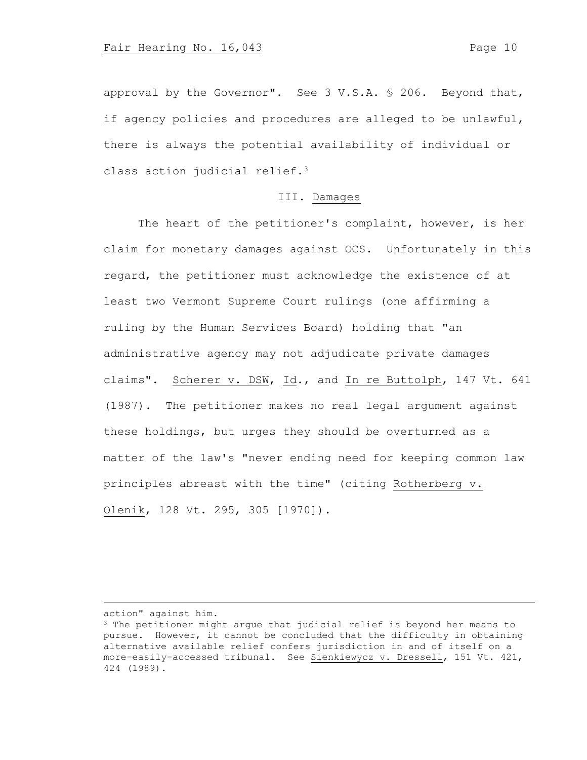approval by the Governor". See 3 V.S.A. § 206. Beyond that, if agency policies and procedures are alleged to be unlawful, there is always the potential availability of individual or class action judicial relief.[3]

### III. Damages

The heart of the petitioner's complaint, however, is her claim for monetary damages against OCS. Unfortunately in this regard, the petitioner must acknowledge the existence of at least two Vermont Supreme Court rulings (one affirming a ruling by the Human Services Board) holding that "an administrative agency may not adjudicate private damages claims". Scherer v. DSW, Id., and In re Buttolph, 147 Vt. 641 (1987). The petitioner makes no real legal argument against these holdings, but urges they should be overturned as a matter of the law's "never ending need for keeping common law principles abreast with the time" (citing Rotherberg v. Olenik, 128 Vt. 295, 305 [1970]).

---

action" against him.

[3] The petitioner might argue that judicial relief is beyond her means to pursue. However, it cannot be concluded that the difficulty in obtaining alternative available relief confers jurisdiction in and of itself on a more-easily-accessed tribunal. See Sienkiewycz v. Dressell, 151 Vt. 421, 424 (1989).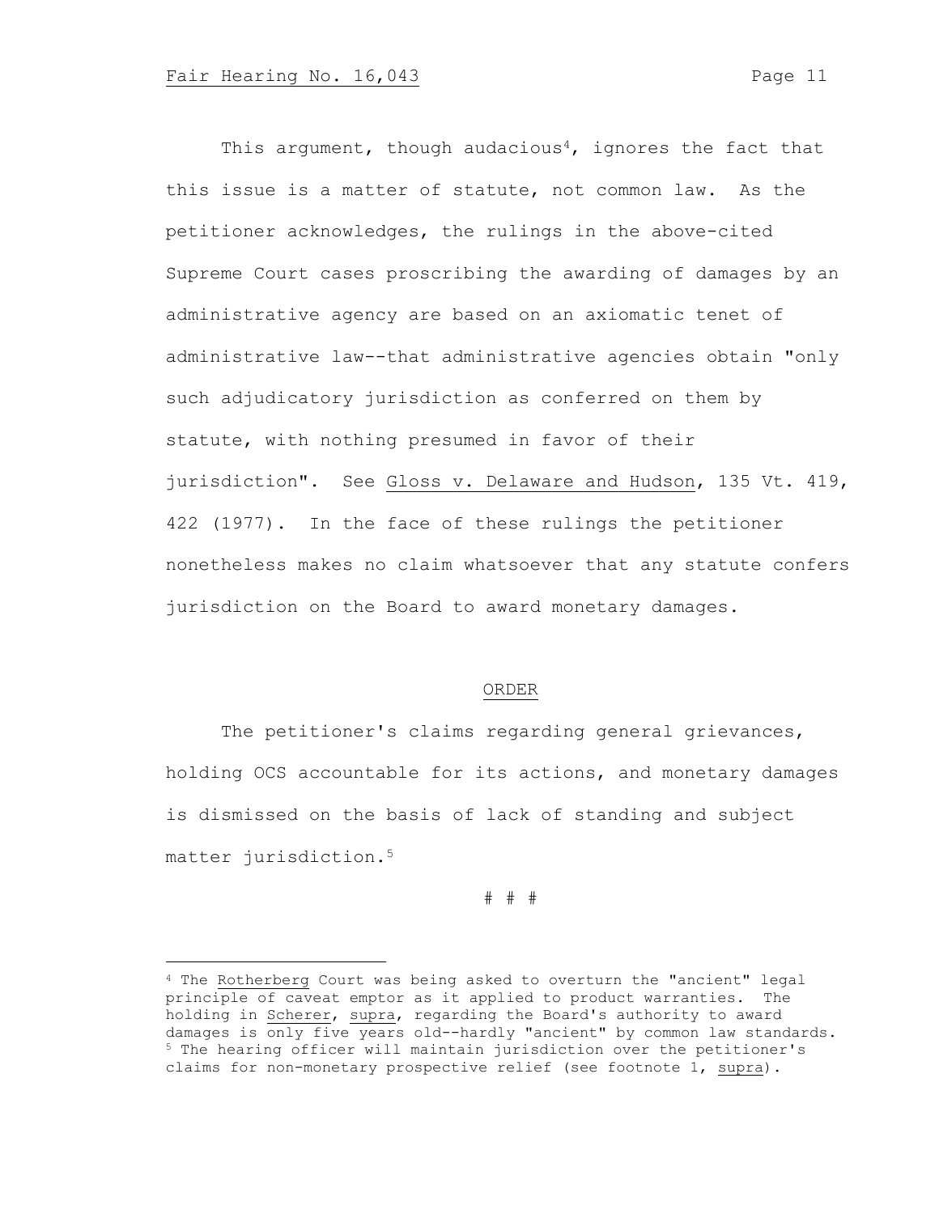This argument, though audacious[4], ignores the fact that this issue is a matter of statute, not common law. As the petitioner acknowledges, the rulings in the above-cited Supreme Court cases proscribing the awarding of damages by an administrative agency are based on an axiomatic tenet of administrative law--that administrative agencies obtain "only such adjudicatory jurisdiction as conferred on them by statute, with nothing presumed in favor of their jurisdiction". See Gloss v. Delaware and Hudson, 135 Vt. 419, 422 (1977). In the face of these rulings the petitioner nonetheless makes no claim whatsoever that any statute confers jurisdiction on the Board to award monetary damages.

## ORDER

The petitioner's claims regarding general grievances, holding OCS accountable for its actions, and monetary damages is dismissed on the basis of lack of standing and subject matter jurisdiction.[5]

# # #

---

[4] The Rotherberg Court was being asked to overturn the "ancient" legal principle of caveat emptor as it applied to product warranties. The holding in Scherer, supra, regarding the Board's authority to award damages is only five years old--hardly "ancient" by common law standards.

[5] The hearing officer will maintain jurisdiction over the petitioner's claims for non-monetary prospective relief (see footnote 1, supra).